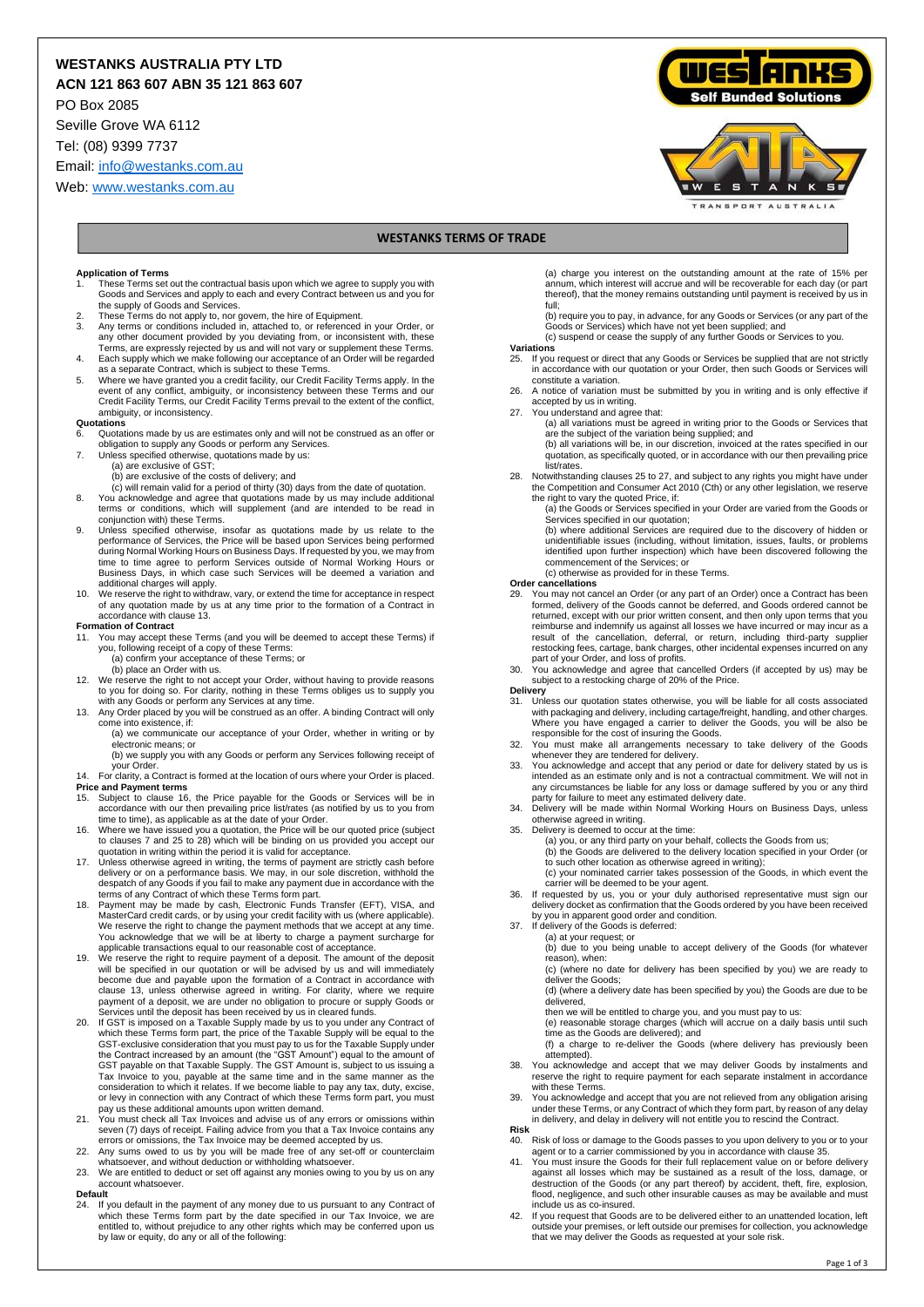**WESTANKS AUSTRALIA PTY LTD**
**ACN 121 863 607 ABN 35 121 863 607**

PO Box 2085
Seville Grove WA 6112
Tel: (08) 9399 7737
Email: info@westanks.com.au
Web: www.westanks.com.au

# WESTANKS TERMS OF TRADE

**Application of Terms**

1. These Terms set out the contractual basis upon which we agree to supply you with Goods and Services and apply to each and every Contract between us and you for the supply of Goods and Services.
2. These Terms do not apply to, nor govern, the hire of Equipment.
3. Any terms or conditions included in, attached to, or referenced in your Order, or any other document provided by you deviating from, or inconsistent with, these Terms, are expressly rejected by us and will not vary or supplement these Terms.
4. Each supply which we make following our acceptance of an Order will be regarded as a separate Contract, which is subject to these Terms.
5. Where we have granted you a credit facility, our Credit Facility Terms apply. In the event of any conflict, ambiguity, or inconsistency between these Terms and our Credit Facility Terms, our Credit Facility Terms prevail to the extent of the conflict, ambiguity, or inconsistency.

**Quotations**

6. Quotations made by us are estimates only and will not be construed as an offer or obligation to supply any Goods or perform any Services.
7. Unless specified otherwise, quotations made by us:
   (a) are exclusive of GST;
   (b) are exclusive of the costs of delivery; and
   (c) will remain valid for a period of thirty (30) days from the date of quotation.
8. You acknowledge and agree that quotations made by us may include additional terms or conditions, which will supplement (and are intended to be read in conjunction with) these Terms.
9. Unless specified otherwise, insofar as quotations made by us relate to the performance of Services, the Price will be based upon Services being performed during Normal Working Hours on Business Days. If requested by you, we may from time to time agree to perform Services outside of Normal Working Hours or Business Days, in which case such Services will be deemed a variation and additional charges will apply.
10. We reserve the right to withdraw, vary, or extend the time for acceptance in respect of any quotation made by us at any time prior to the formation of a Contract in accordance with clause 13.

**Formation of Contract**

11. You may accept these Terms (and you will be deemed to accept these Terms) if you, following receipt of a copy of these Terms:
    (a) confirm your acceptance of these Terms; or
    (b) place an Order with us.
12. We reserve the right to not accept your Order, without having to provide reasons to you for doing so. For clarity, nothing in these Terms obliges us to supply you with any Goods or perform any Services at any time.
13. Any Order placed by you will be construed as an offer. A binding Contract will only come into existence, if:
    (a) we communicate our acceptance of your Order, whether in writing or by electronic means; or
    (b) we supply you with any Goods or perform any Services following receipt of your Order.
14. For clarity, a Contract is formed at the location of ours where your Order is placed.

**Price and Payment terms**

15. Subject to clause 16, the Price payable for the Goods or Services will be in accordance with our then prevailing price list/rates (as notified by us to you from time to time), as applicable as at the date of your Order.
16. Where we have issued you a quotation, the Price will be our quoted price (subject to clauses 7 and 25 to 28) which will be binding on us provided you accept our quotation in writing within the period it is valid for acceptance.
17. Unless otherwise agreed in writing, the terms of payment are strictly cash before delivery or on a performance basis. We may, in our sole discretion, withhold the despatch of any Goods if you fail to make any payment due in accordance with the terms of any Contract of which these Terms form part.
18. Payment may be made by cash, Electronic Funds Transfer (EFT), VISA, and MasterCard credit cards, or by using your credit facility with us (where applicable). We reserve the right to change the payment methods that we accept at any time. You acknowledge that we will be at liberty to charge a payment surcharge for applicable transactions equal to our reasonable cost of acceptance.
19. We reserve the right to require payment of a deposit. The amount of the deposit will be specified in our quotation or will be advised by us and will immediately become due and payable upon the formation of a Contract in accordance with clause 13, unless otherwise agreed in writing. For clarity, where we require payment of a deposit, we are under no obligation to procure or supply Goods or Services until the deposit has been received by us in cleared funds.
20. If GST is imposed on a Taxable Supply made by us to you under any Contract of which these Terms form part, the price of the Taxable Supply will be equal to the GST-exclusive consideration that you must pay to us for the Taxable Supply under the Contract increased by an amount (the "GST Amount") equal to the amount of GST payable on that Taxable Supply. The GST Amount is, subject to us issuing a Tax Invoice to you, payable at the same time and in the same manner as the consideration to which it relates. If we become liable to pay any tax, duty, excise, or levy in connection with any Contract of which these Terms form part, you must pay us these additional amounts upon written demand.
21. You must check all Tax Invoices and advise us of any errors or omissions within seven (7) days of receipt. Failing advice from you that a Tax Invoice contains any errors or omissions, the Tax Invoice may be deemed accepted by us.
22. Any sums owed to us by you will be made free of any set-off or counterclaim whatsoever, and without deduction or withholding whatsoever.
23. We are entitled to deduct or set off against any monies owing to you by us on any account whatsoever.

**Default**

24. If you default in the payment of any money due to us pursuant to any Contract of which these Terms form part by the date specified in our Tax Invoice, we are entitled to, without prejudice to any other rights which may be conferred upon us by law or equity, do any or all of the following:
    (a) charge you interest on the outstanding amount at the rate of 15% per annum, which interest will accrue and will be recoverable for each day (or part thereof), that the money remains outstanding until payment is received by us in full;
    (b) require you to pay, in advance, for any Goods or Services (or any part of the Goods or Services) which have not yet been supplied; and
    (c) suspend or cease the supply of any further Goods or Services to you.

**Variations**

25. If you request or direct that any Goods or Services be supplied that are not strictly in accordance with our quotation or your Order, then such Goods or Services will constitute a variation.
26. A notice of variation must be submitted by you in writing and is only effective if accepted by us in writing.
27. You understand and agree that:
    (a) all variations must be agreed in writing prior to the Goods or Services that are the subject of the variation being supplied; and
    (b) all variations will be, in our discretion, invoiced at the rates specified in our quotation, as specifically quoted, or in accordance with our then prevailing price list/rates.
28. Notwithstanding clauses 25 to 27, and subject to any rights you might have under the Competition and Consumer Act 2010 (Cth) or any other legislation, we reserve the right to vary the quoted Price, if:
    (a) the Goods or Services specified in your Order are varied from the Goods or Services specified in our quotation;
    (b) where additional Services are required due to the discovery of hidden or unidentifiable issues (including, without limitation, issues, faults, or problems identified upon further inspection) which have been discovered following the commencement of the Services; or
    (c) otherwise as provided for in these Terms.

**Order cancellations**

29. You may not cancel an Order (or any part of an Order) once a Contract has been formed, delivery of the Goods cannot be deferred, and Goods ordered cannot be returned, except with our prior written consent, and then only upon terms that you reimburse and indemnify us against all losses we have incurred or may incur as a result of the cancellation, deferral, or return, including third-party supplier restocking fees, cartage, bank charges, other incidental expenses incurred on any part of your Order, and loss of profits.
30. You acknowledge and agree that cancelled Orders (if accepted by us) may be subject to a restocking charge of 20% of the Price.

**Delivery**

31. Unless our quotation states otherwise, you will be liable for all costs associated with packaging and delivery, including cartage/freight, handling, and other charges. Where you have engaged a carrier to deliver the Goods, you will be also be responsible for the cost of insuring the Goods.
32. You must make all arrangements necessary to take delivery of the Goods whenever they are tendered for delivery.
33. You acknowledge and accept that any period or date for delivery stated by us is intended as an estimate only and is not a contractual commitment. We will not in any circumstances be liable for any loss or damage suffered by you or any third party for failure to meet any estimated delivery date.
34. Delivery will be made within Normal Working Hours on Business Days, unless otherwise agreed in writing.
35. Delivery is deemed to occur at the time:
    (a) you, or any third party on your behalf, collects the Goods from us;
    (b) the Goods are delivered to the delivery location specified in your Order (or to such other location as otherwise agreed in writing);
    (c) your nominated carrier takes possession of the Goods, in which event the carrier will be deemed to be your agent.
36. If requested by us, you or your duly authorised representative must sign our delivery docket as confirmation that the Goods ordered by you have been received by you in apparent good order and condition.
37. If delivery of the Goods is deferred:
    (a) at your request; or
    (b) due to you being unable to accept delivery of the Goods (for whatever reason), when:
    (c) (where no date for delivery has been specified by you) we are ready to deliver the Goods;
    (d) (where a delivery date has been specified by you) the Goods are due to be delivered,
    then we will be entitled to charge you, and you must pay to us:
    (e) reasonable storage charges (which will accrue on a daily basis until such time as the Goods are delivered); and
    (f) a charge to re-deliver the Goods (where delivery has previously been attempted).
38. You acknowledge and accept that we may deliver Goods by instalments and reserve the right to require payment for each separate instalment in accordance with these Terms.
39. You acknowledge and accept that you are not relieved from any obligation arising under these Terms, or any Contract of which they form part, by reason of any delay in delivery, and delay in delivery will not entitle you to rescind the Contract.

**Risk**

40. Risk of loss or damage to the Goods passes to you upon delivery to you or to your agent or to a carrier commissioned by you in accordance with clause 35.
41. You must insure the Goods for their full replacement value on or before delivery against all losses which may be sustained as a result of the loss, damage, or destruction of the Goods (or any part thereof) by accident, theft, fire, explosion, flood, negligence, and such other insurable causes as may be available and must include us as co-insured.
42. If you request that Goods are to be delivered either to an unattended location, left outside your premises, or left outside our premises for collection, you acknowledge that we may deliver the Goods as requested at your sole risk.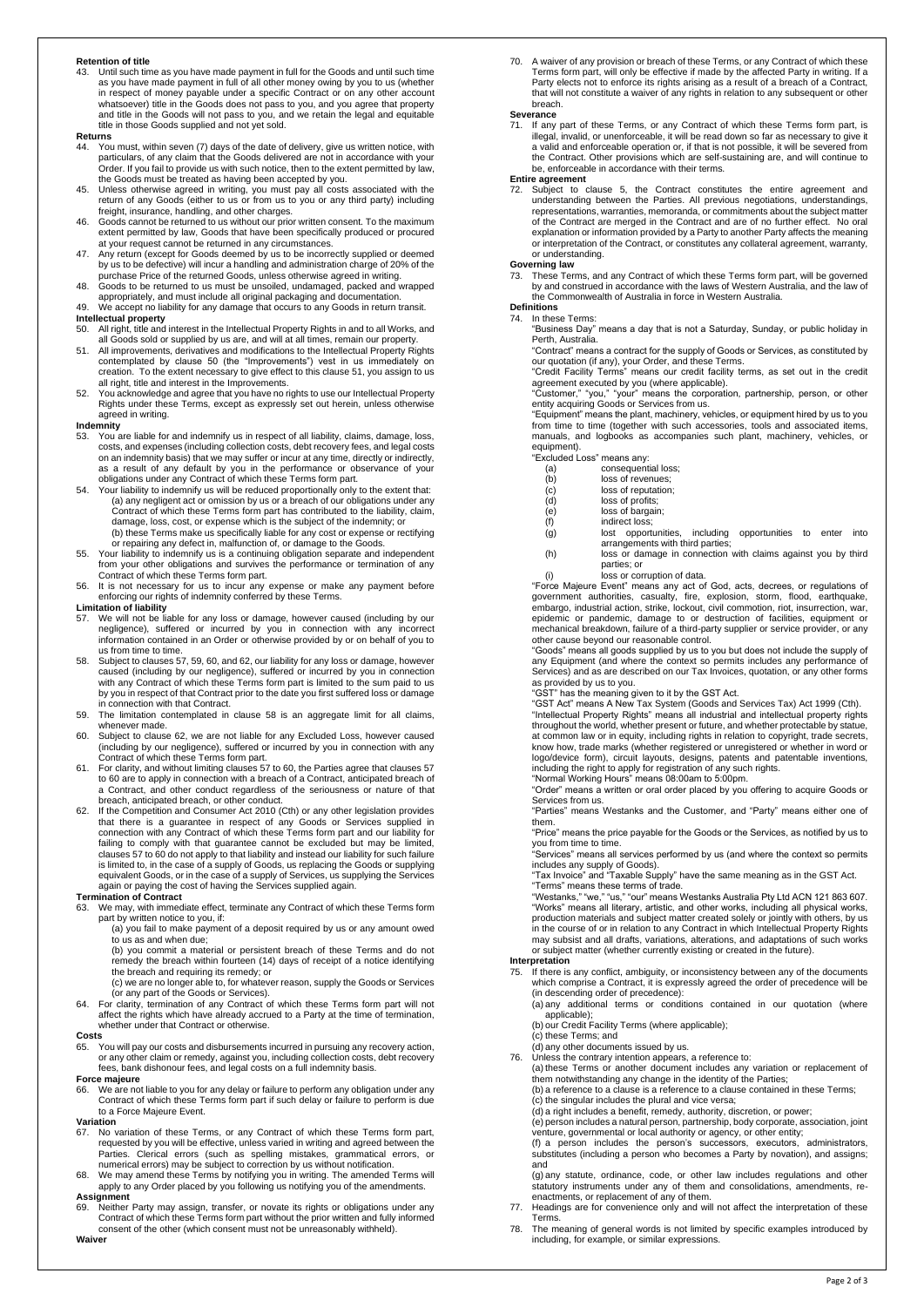**Retention of title**

43. Until such time as you have made payment in full for the Goods and until such time as you have made payment in full of all other money owing by you to us (whether in respect of money payable under a specific Contract or on any other account whatsoever) title in the Goods does not pass to you, and you agree that property and title in the Goods will not pass to you, and we retain the legal and equitable title in those Goods supplied and not yet sold.

**Returns**

44. You must, within seven (7) days of the date of delivery, give us written notice, with particulars, of any claim that the Goods delivered are not in accordance with your Order. If you fail to provide us with such notice, then to the extent permitted by law, the Goods must be treated as having been accepted by you.
45. Unless otherwise agreed in writing, you must pay all costs associated with the return of any Goods (either to us or from us to you or any third party) including freight, insurance, handling, and other charges.
46. Goods cannot be returned to us without our prior written consent. To the maximum extent permitted by law, Goods that have been specifically produced or procured at your request cannot be returned in any circumstances.
47. Any return (except for Goods deemed by us to be incorrectly supplied or deemed by us to be defective) will incur a handling and administration charge of 20% of the purchase Price of the returned Goods, unless otherwise agreed in writing.
48. Goods to be returned to us must be unsoiled, undamaged, packed and wrapped appropriately, and must include all original packaging and documentation.
49. We accept no liability for any damage that occurs to any Goods in return transit.

**Intellectual property**

50. All right, title and interest in the Intellectual Property Rights in and to all Works, and all Goods sold or supplied by us are, and will at all times, remain our property.
51. All improvements, derivatives and modifications to the Intellectual Property Rights contemplated by clause 50 (the "Improvements") vest in us immediately on creation. To the extent necessary to give effect to this clause 51, you assign to us all right, title and interest in the Improvements.
52. You acknowledge and agree that you have no rights to use our Intellectual Property Rights under these Terms, except as expressly set out herein, unless otherwise agreed in writing.

**Indemnity**

53. You are liable for and indemnify us in respect of all liability, claims, damage, loss, costs, and expenses (including collection costs, debt recovery fees, and legal costs on an indemnity basis) that we may suffer or incur at any time, directly or indirectly, as a result of any default by you in the performance or observance of your obligations under any Contract of which these Terms form part.
54. Your liability to indemnify us will be reduced proportionally only to the extent that:
(a) any negligent act or omission by us or a breach of our obligations under any Contract of which these Terms form part has contributed to the liability, claim, damage, loss, cost, or expense which is the subject of the indemnity; or
(b) these Terms make us specifically liable for any cost or expense or rectifying or repairing any defect in, malfunction of, or damage to the Goods.
55. Your liability to indemnify us is a continuing obligation separate and independent from your other obligations and survives the performance or termination of any Contract of which these Terms form part.
56. It is not necessary for us to incur any expense or make any payment before enforcing our rights of indemnity conferred by these Terms.

**Limitation of liability**

57. We will not be liable for any loss or damage, however caused (including by our negligence), suffered or incurred by you in connection with any incorrect information contained in an Order or otherwise provided by or on behalf of you to us from time to time.
58. Subject to clauses 57, 59, 60, and 62, our liability for any loss or damage, however caused (including by our negligence), suffered or incurred by you in connection with any Contract of which these Terms form part is limited to the sum paid to us by you in respect of that Contract prior to the date you first suffered loss or damage in connection with that Contract.
59. The limitation contemplated in clause 58 is an aggregate limit for all claims, whenever made.
60. Subject to clause 62, we are not liable for any Excluded Loss, however caused (including by our negligence), suffered or incurred by you in connection with any Contract of which these Terms form part.
61. For clarity, and without limiting clauses 57 to 60, the Parties agree that clauses 57 to 60 are to apply in connection with a breach of a Contract, anticipated breach of a Contract, and other conduct regardless of the seriousness or nature of that breach, anticipated breach, or other conduct.
62. If the Competition and Consumer Act 2010 (Cth) or any other legislation provides that there is a guarantee in respect of any Goods or Services supplied in connection with any Contract of which these Terms form part and our liability for failing to comply with that guarantee cannot be excluded but may be limited, clauses 57 to 60 do not apply to that liability and instead our liability for such failure is limited to, in the case of a supply of Goods, us replacing the Goods or supplying equivalent Goods, or in the case of a supply of Services, us supplying the Services again or paying the cost of having the Services supplied again.

**Termination of Contract**

63. We may, with immediate effect, terminate any Contract of which these Terms form part by written notice to you, if:
(a) you fail to make payment of a deposit required by us or any amount owed to us as and when due;
(b) you commit a material or persistent breach of these Terms and do not remedy the breach within fourteen (14) days of receipt of a notice identifying the breach and requiring its remedy; or
(c) we are no longer able to, for whatever reason, supply the Goods or Services (or any part of the Goods or Services).
64. For clarity, termination of any Contract of which these Terms form part will not affect the rights which have already accrued to a Party at the time of termination, whether under that Contract or otherwise.

**Costs**

65. You will pay our costs and disbursements incurred in pursuing any recovery action, or any other claim or remedy, against you, including collection costs, debt recovery fees, bank dishonour fees, and legal costs on a full indemnity basis.

**Force majeure**

66. We are not liable to you for any delay or failure to perform any obligation under any Contract of which these Terms form part if such delay or failure to perform is due to a Force Majeure Event.

**Variation**

67. No variation of these Terms, or any Contract of which these Terms form part, requested by you will be effective, unless varied in writing and agreed between the Parties. Clerical errors (such as spelling mistakes, grammatical errors, or numerical errors) may be subject to correction by us without notification.
68. We may amend these Terms by notifying you in writing. The amended Terms will apply to any Order placed by you following us notifying you of the amendments.

**Assignment**

69. Neither Party may assign, transfer, or novate its rights or obligations under any Contract of which these Terms form part without the prior written and fully informed consent of the other (which consent must not be unreasonably withheld).

**Waiver**

70. A waiver of any provision or breach of these Terms, or any Contract of which these Terms form part, will only be effective if made by the affected Party in writing. If a Party elects not to enforce its rights arising as a result of a breach of a Contract, that will not constitute a waiver of any rights in relation to any subsequent or other breach.

**Severance**

71. If any part of these Terms, or any Contract of which these Terms form part, is illegal, invalid, or unenforceable, it will be read down so far as necessary to give it a valid and enforceable operation or, if that is not possible, it will be severed from the Contract. Other provisions which are self-sustaining are, and will continue to be, enforceable in accordance with their terms.

**Entire agreement**

72. Subject to clause 5, the Contract constitutes the entire agreement and understanding between the Parties. All previous negotiations, understandings, representations, warranties, memoranda, or commitments about the subject matter of the Contract are merged in the Contract and are of no further effect. No oral explanation or information provided by a Party to another Party affects the meaning or interpretation of the Contract, or constitutes any collateral agreement, warranty, or understanding.

**Governing law**

73. These Terms, and any Contract of which these Terms form part, will be governed by and construed in accordance with the laws of Western Australia, and the law of the Commonwealth of Australia in force in Western Australia.

**Definitions**

74. In these Terms:

"Business Day" means a day that is not a Saturday, Sunday, or public holiday in Perth, Australia.

"Contract" means a contract for the supply of Goods or Services, as constituted by our quotation (if any), your Order, and these Terms.

"Credit Facility Terms" means our credit facility terms, as set out in the credit agreement executed by you (where applicable).

"Customer," "you," "your" means the corporation, partnership, person, or other entity acquiring Goods or Services from us.

"Equipment" means the plant, machinery, vehicles, or equipment hired by us to you from time to time (together with such accessories, tools and associated items, manuals, and logbooks as accompanies such plant, machinery, vehicles, or equipment).

"Excluded Loss" means any:
(a) consequential loss;
(b) loss of revenues;
(c) loss of reputation;
(d) loss of profits;
(e) loss of bargain;
(f) indirect loss;
(g) lost opportunities, including opportunities to enter into arrangements with third parties;
(h) loss or damage in connection with claims against you by third parties; or
(i) loss or corruption of data.

"Force Majeure Event" means any act of God, acts, decrees, or regulations of government authorities, casualty, fire, explosion, storm, flood, earthquake, embargo, industrial action, strike, lockout, civil commotion, riot, insurrection, war, epidemic or pandemic, damage to or destruction of facilities, equipment or mechanical breakdown, failure of a third-party supplier or service provider, or any other cause beyond our reasonable control.

"Goods" means all goods supplied by us to you but does not include the supply of any Equipment (and where the context so permits includes any performance of Services) and as are described on our Tax Invoices, quotation, or any other forms as provided by us to you.

"GST" has the meaning given to it by the GST Act.

"GST Act" means A New Tax System (Goods and Services Tax) Act 1999 (Cth).

"Intellectual Property Rights" means all industrial and intellectual property rights throughout the world, whether present or future, and whether protectable by statue, at common law or in equity, including rights in relation to copyright, trade secrets, know how, trade marks (whether registered or unregistered or whether in word or logo/device form), circuit layouts, designs, patents and patentable inventions, including the right to apply for registration of any such rights.

"Normal Working Hours" means 08:00am to 5:00pm.

"Order" means a written or oral order placed by you offering to acquire Goods or Services from us.

"Parties" means Westanks and the Customer, and "Party" means either one of them.

"Price" means the price payable for the Goods or the Services, as notified by us to you from time to time.

"Services" means all services performed by us (and where the context so permits includes any supply of Goods).

"Tax Invoice" and "Taxable Supply" have the same meaning as in the GST Act.

"Terms" means these terms of trade.

"Westanks," "we," "us," "our" means Westanks Australia Pty Ltd ACN 121 863 607.

"Works" means all literary, artistic, and other works, including all physical works, production materials and subject matter created solely or jointly with others, by us in the course of or in relation to any Contract in which Intellectual Property Rights may subsist and all drafts, variations, alterations, and adaptations of such works or subject matter (whether currently existing or created in the future).

**Interpretation**

75. If there is any conflict, ambiguity, or inconsistency between any of the documents which comprise a Contract, it is expressly agreed the order of precedence will be (in descending order of precedence):
(a) any additional terms or conditions contained in our quotation (where applicable);
(b) our Credit Facility Terms (where applicable);
(c) these Terms; and
(d) any other documents issued by us.
76. Unless the contrary intention appears, a reference to:
(a) these Terms or another document includes any variation or replacement of them notwithstanding any change in the identity of the Parties;
(b) a reference to a clause is a reference to a clause contained in these Terms;
(c) the singular includes the plural and vice versa;
(d) a right includes a benefit, remedy, authority, discretion, or power;
(e) person includes a natural person, partnership, body corporate, association, joint venture, governmental or local authority or agency, or other entity;
(f) a person includes the person's successors, executors, administrators, substitutes (including a person who becomes a Party by novation), and assigns; and
(g) any statute, ordinance, code, or other law includes regulations and other statutory instruments under any of them and consolidations, amendments, re-enactments, or replacement of any of them.
77. Headings are for convenience only and will not affect the interpretation of these Terms.
78. The meaning of general words is not limited by specific examples introduced by including, for example, or similar expressions.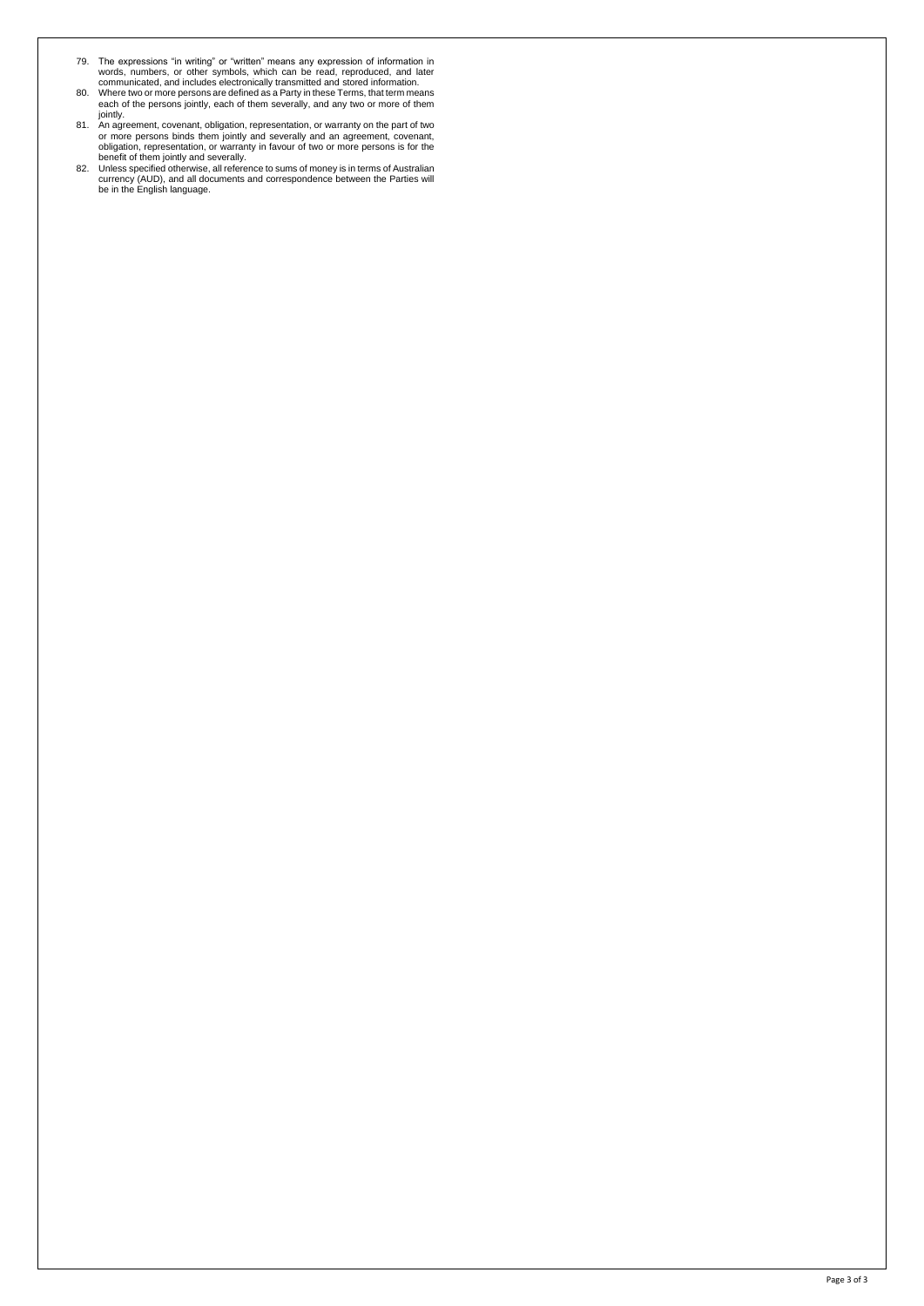79. The expressions "in writing" or "written" means any expression of information in words, numbers, or other symbols, which can be read, reproduced, and later communicated, and includes electronically transmitted and stored information.
80. Where two or more persons are defined as a Party in these Terms, that term means each of the persons jointly, each of them severally, and any two or more of them jointly.
81. An agreement, covenant, obligation, representation, or warranty on the part of two or more persons binds them jointly and severally and an agreement, covenant, obligation, representation, or warranty in favour of two or more persons is for the benefit of them jointly and severally.
82. Unless specified otherwise, all reference to sums of money is in terms of Australian currency (AUD), and all documents and correspondence between the Parties will be in the English language.